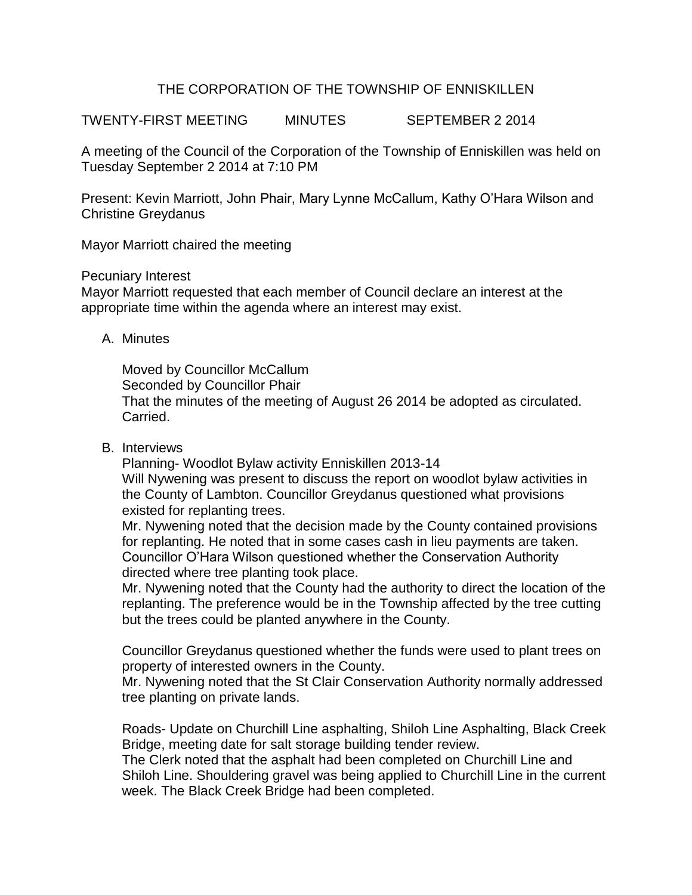# THE CORPORATION OF THE TOWNSHIP OF ENNISKILLEN

TWENTY-FIRST MEETING MINUTES SEPTEMBER 2 2014

A meeting of the Council of the Corporation of the Township of Enniskillen was held on Tuesday September 2 2014 at 7:10 PM

Present: Kevin Marriott, John Phair, Mary Lynne McCallum, Kathy O'Hara Wilson and Christine Greydanus

Mayor Marriott chaired the meeting

Pecuniary Interest
Mayor Marriott requested that each member of Council declare an interest at the appropriate time within the agenda where an interest may exist.

A. Minutes

   Moved by Councillor McCallum
   Seconded by Councillor Phair
   That the minutes of the meeting of August 26 2014 be adopted as circulated.
   Carried.

B. Interviews

   Planning- Woodlot Bylaw activity Enniskillen 2013-14
   Will Nywening was present to discuss the report on woodlot bylaw activities in the County of Lambton. Councillor Greydanus questioned what provisions existed for replanting trees.
   Mr. Nywening noted that the decision made by the County contained provisions for replanting. He noted that in some cases cash in lieu payments are taken.
   Councillor O'Hara Wilson questioned whether the Conservation Authority directed where tree planting took place.
   Mr. Nywening noted that the County had the authority to direct the location of the replanting. The preference would be in the Township affected by the tree cutting but the trees could be planted anywhere in the County.

   Councillor Greydanus questioned whether the funds were used to plant trees on property of interested owners in the County.
   Mr. Nywening noted that the St Clair Conservation Authority normally addressed tree planting on private lands.

   Roads- Update on Churchill Line asphalting, Shiloh Line Asphalting, Black Creek Bridge, meeting date for salt storage building tender review.
   The Clerk noted that the asphalt had been completed on Churchill Line and Shiloh Line. Shouldering gravel was being applied to Churchill Line in the current week. The Black Creek Bridge had been completed.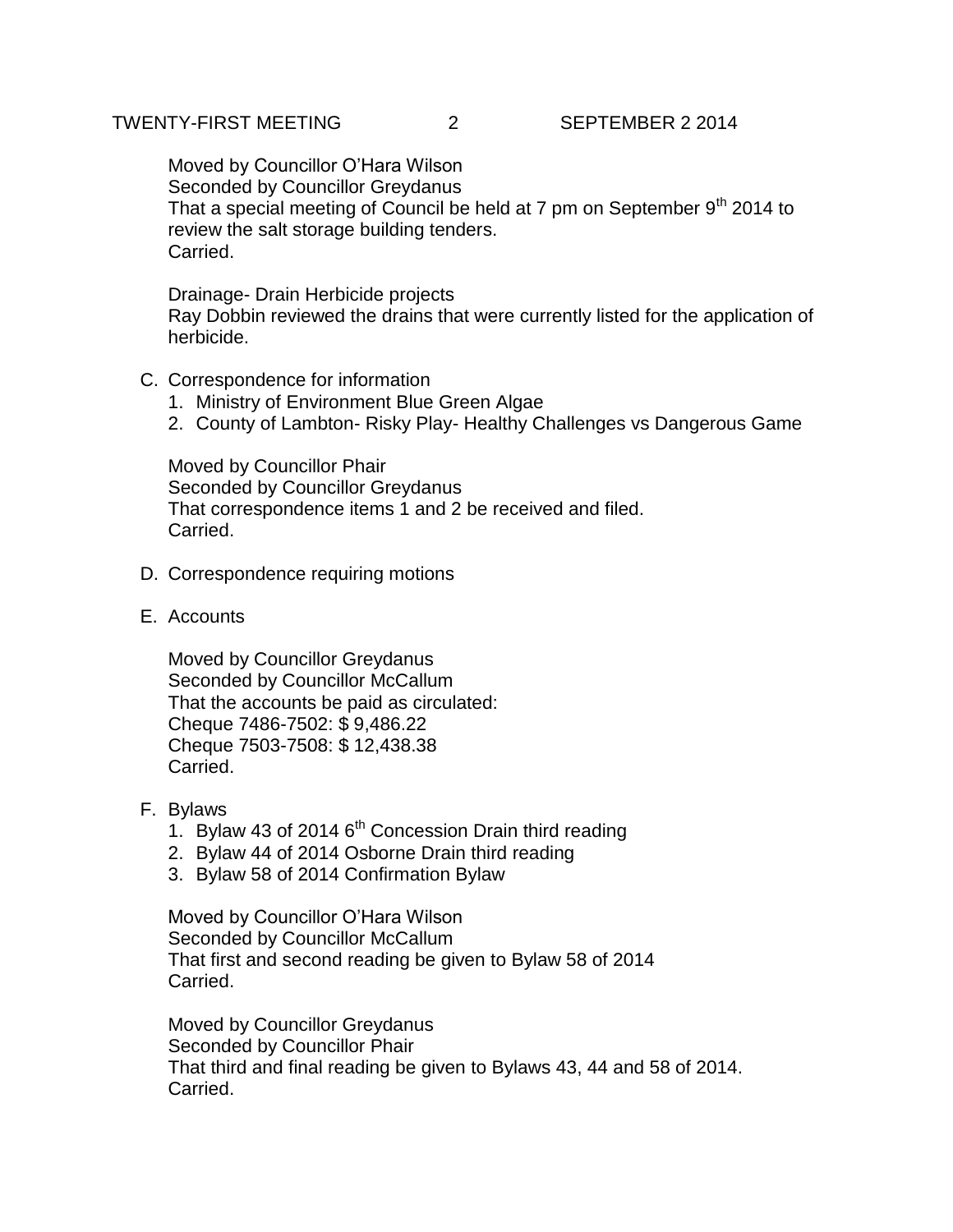Moved by Councillor O'Hara Wilson
Seconded by Councillor Greydanus
That a special meeting of Council be held at 7 pm on September 9th 2014 to review the salt storage building tenders.
Carried.

Drainage- Drain Herbicide projects
Ray Dobbin reviewed the drains that were currently listed for the application of herbicide.

C. Correspondence for information
   1. Ministry of Environment Blue Green Algae
   2. County of Lambton- Risky Play- Healthy Challenges vs Dangerous Game

Moved by Councillor Phair
Seconded by Councillor Greydanus
That correspondence items 1 and 2 be received and filed.
Carried.

D. Correspondence requiring motions

E. Accounts

Moved by Councillor Greydanus
Seconded by Councillor McCallum
That the accounts be paid as circulated:
Cheque 7486-7502: $ 9,486.22
Cheque 7503-7508: $ 12,438.38
Carried.

F. Bylaws
   1. Bylaw 43 of 2014 6th Concession Drain third reading
   2. Bylaw 44 of 2014 Osborne Drain third reading
   3. Bylaw 58 of 2014 Confirmation Bylaw

Moved by Councillor O'Hara Wilson
Seconded by Councillor McCallum
That first and second reading be given to Bylaw 58 of 2014
Carried.

Moved by Councillor Greydanus
Seconded by Councillor Phair
That third and final reading be given to Bylaws 43, 44 and 58 of 2014.
Carried.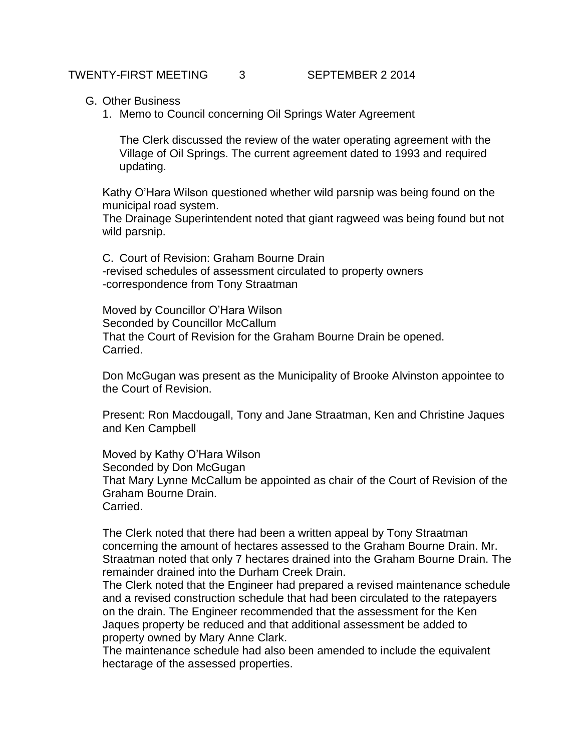G. Other Business
   1. Memo to Council concerning Oil Springs Water Agreement

      The Clerk discussed the review of the water operating agreement with the Village of Oil Springs. The current agreement dated to 1993 and required updating.

Kathy O'Hara Wilson questioned whether wild parsnip was being found on the municipal road system.
The Drainage Superintendent noted that giant ragweed was being found but not wild parsnip.

C. Court of Revision: Graham Bourne Drain
-revised schedules of assessment circulated to property owners
-correspondence from Tony Straatman

Moved by Councillor O'Hara Wilson
Seconded by Councillor McCallum
That the Court of Revision for the Graham Bourne Drain be opened.
Carried.

Don McGugan was present as the Municipality of Brooke Alvinston appointee to the Court of Revision.

Present: Ron Macdougall, Tony and Jane Straatman, Ken and Christine Jaques and Ken Campbell

Moved by Kathy O'Hara Wilson
Seconded by Don McGugan
That Mary Lynne McCallum be appointed as chair of the Court of Revision of the Graham Bourne Drain.
Carried.

The Clerk noted that there had been a written appeal by Tony Straatman concerning the amount of hectares assessed to the Graham Bourne Drain. Mr. Straatman noted that only 7 hectares drained into the Graham Bourne Drain. The remainder drained into the Durham Creek Drain.
The Clerk noted that the Engineer had prepared a revised maintenance schedule and a revised construction schedule that had been circulated to the ratepayers on the drain. The Engineer recommended that the assessment for the Ken Jaques property be reduced and that additional assessment be added to property owned by Mary Anne Clark.
The maintenance schedule had also been amended to include the equivalent hectarage of the assessed properties.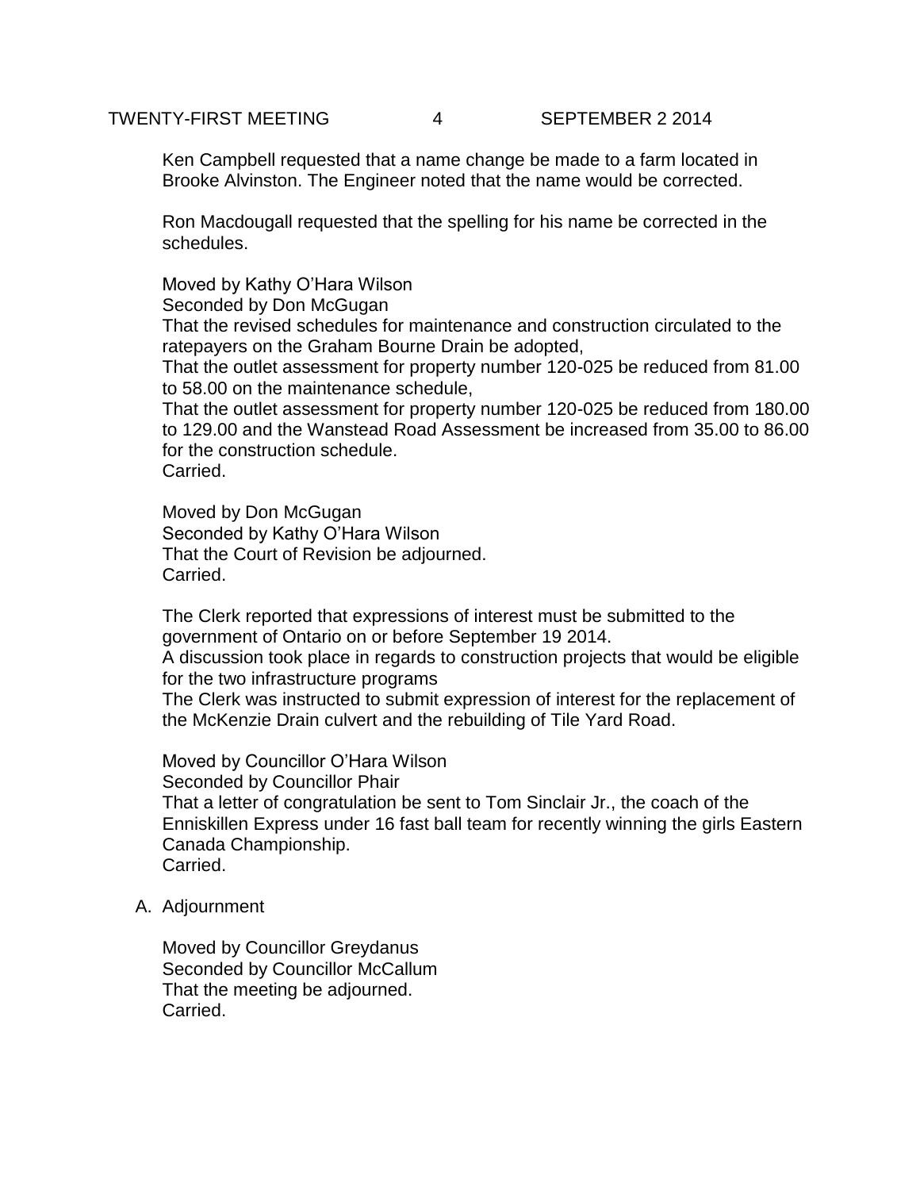Ken Campbell requested that a name change be made to a farm located in Brooke Alvinston. The Engineer noted that the name would be corrected.

Ron Macdougall requested that the spelling for his name be corrected in the schedules.

Moved by Kathy O'Hara Wilson
Seconded by Don McGugan
That the revised schedules for maintenance and construction circulated to the ratepayers on the Graham Bourne Drain be adopted,
That the outlet assessment for property number 120-025 be reduced from 81.00 to 58.00 on the maintenance schedule,
That the outlet assessment for property number 120-025 be reduced from 180.00 to 129.00 and the Wanstead Road Assessment be increased from 35.00 to 86.00 for the construction schedule.
Carried.

Moved by Don McGugan
Seconded by Kathy O'Hara Wilson
That the Court of Revision be adjourned.
Carried.

The Clerk reported that expressions of interest must be submitted to the government of Ontario on or before September 19 2014.
A discussion took place in regards to construction projects that would be eligible for the two infrastructure programs
The Clerk was instructed to submit expression of interest for the replacement of the McKenzie Drain culvert and the rebuilding of Tile Yard Road.

Moved by Councillor O'Hara Wilson
Seconded by Councillor Phair
That a letter of congratulation be sent to Tom Sinclair Jr., the coach of the Enniskillen Express under 16 fast ball team for recently winning the girls Eastern Canada Championship.
Carried.

A. Adjournment

Moved by Councillor Greydanus
Seconded by Councillor McCallum
That the meeting be adjourned.
Carried.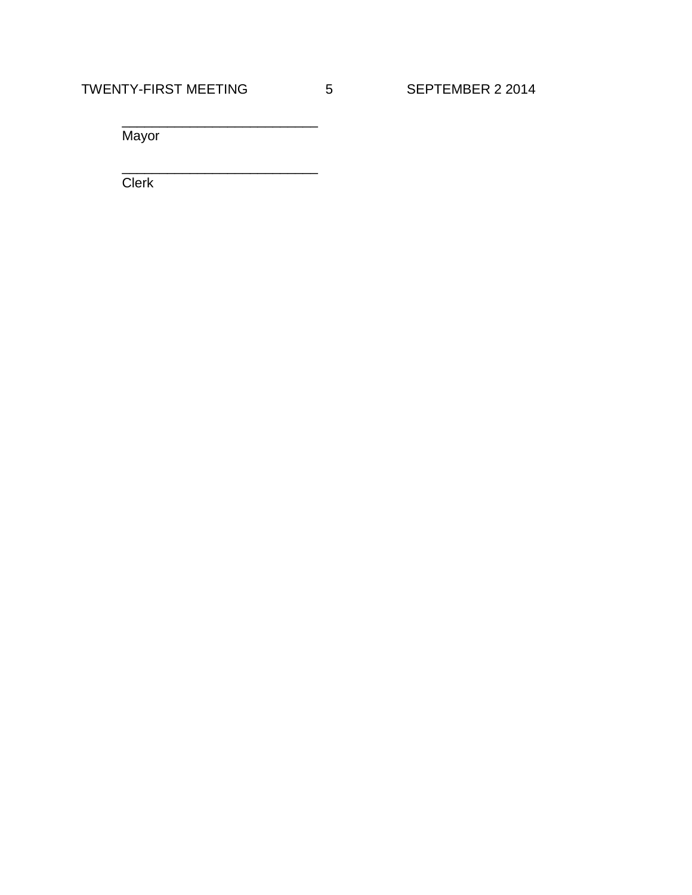___________________________
Mayor

___________________________
Clerk